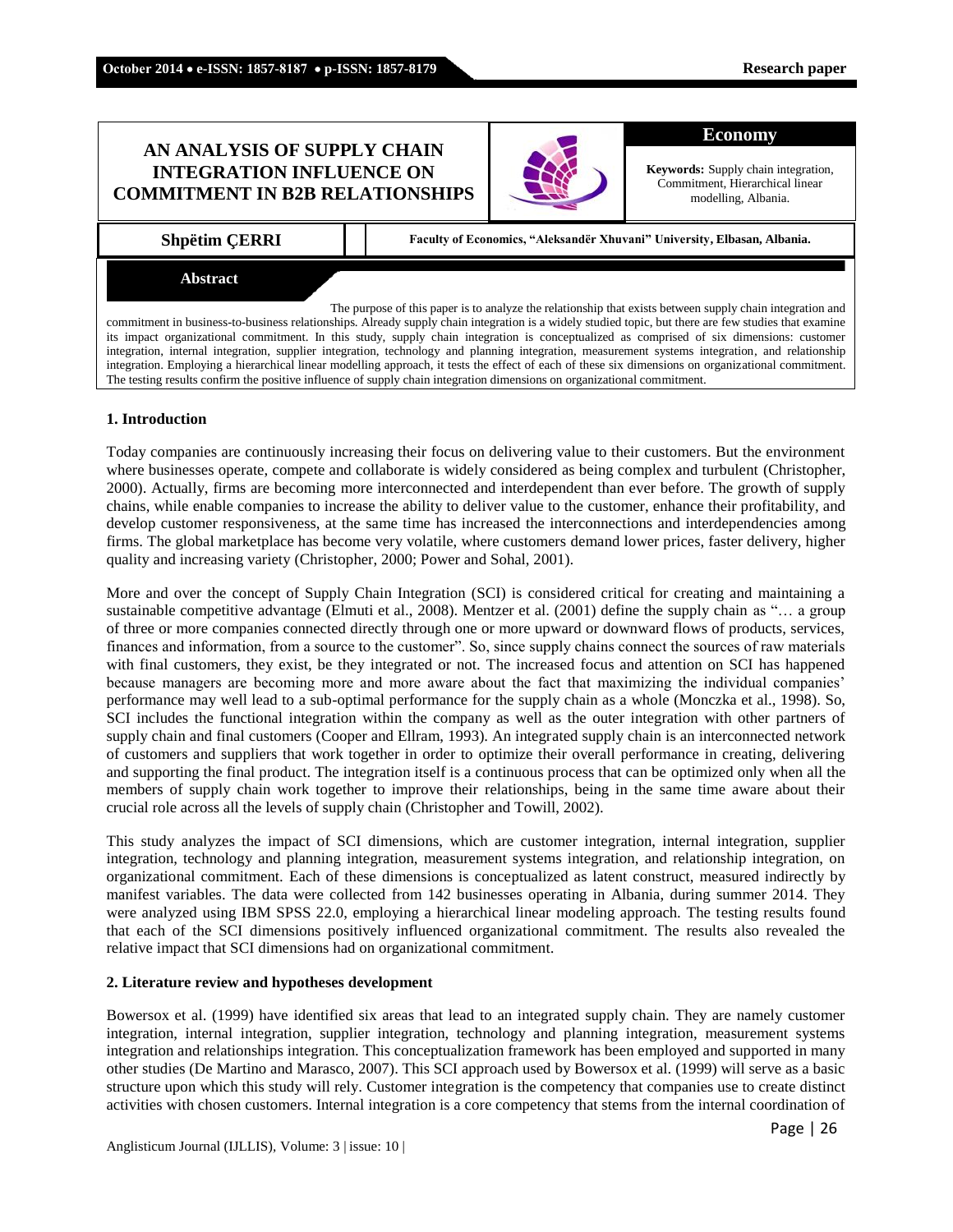# AN ANALYSIS OF SUPPLY CHAIN INTEGRATION INFLUENCE ON COMMITMENT IN B2B RELATIONSHIPS

**Economy**

**Keywords:** Supply chain integration, Commitment, Hierarchical linear modelling, Albania.

**Shpëtim ÇERRI**

**Faculty of Economics, "Aleksandër Xhuvani" University, Elbasan, Albania.**

## Abstract

The purpose of this paper is to analyze the relationship that exists between supply chain integration and commitment in business-to-business relationships. Already supply chain integration is a widely studied topic, but there are few studies that examine its impact organizational commitment. In this study, supply chain integration is conceptualized as comprised of six dimensions: customer integration, internal integration, supplier integration, technology and planning integration, measurement systems integration, and relationship integration. Employing a hierarchical linear modelling approach, it tests the effect of each of these six dimensions on organizational commitment. The testing results confirm the positive influence of supply chain integration dimensions on organizational commitment.

## 1. Introduction

Today companies are continuously increasing their focus on delivering value to their customers. But the environment where businesses operate, compete and collaborate is widely considered as being complex and turbulent (Christopher, 2000). Actually, firms are becoming more interconnected and interdependent than ever before. The growth of supply chains, while enable companies to increase the ability to deliver value to the customer, enhance their profitability, and develop customer responsiveness, at the same time has increased the interconnections and interdependencies among firms. The global marketplace has become very volatile, where customers demand lower prices, faster delivery, higher quality and increasing variety (Christopher, 2000; Power and Sohal, 2001).

More and over the concept of Supply Chain Integration (SCI) is considered critical for creating and maintaining a sustainable competitive advantage (Elmuti et al., 2008). Mentzer et al. (2001) define the supply chain as "… a group of three or more companies connected directly through one or more upward or downward flows of products, services, finances and information, from a source to the customer". So, since supply chains connect the sources of raw materials with final customers, they exist, be they integrated or not. The increased focus and attention on SCI has happened because managers are becoming more and more aware about the fact that maximizing the individual companies' performance may well lead to a sub-optimal performance for the supply chain as a whole (Monczka et al., 1998). So, SCI includes the functional integration within the company as well as the outer integration with other partners of supply chain and final customers (Cooper and Ellram, 1993). An integrated supply chain is an interconnected network of customers and suppliers that work together in order to optimize their overall performance in creating, delivering and supporting the final product. The integration itself is a continuous process that can be optimized only when all the members of supply chain work together to improve their relationships, being in the same time aware about their crucial role across all the levels of supply chain (Christopher and Towill, 2002).

This study analyzes the impact of SCI dimensions, which are customer integration, internal integration, supplier integration, technology and planning integration, measurement systems integration, and relationship integration, on organizational commitment. Each of these dimensions is conceptualized as latent construct, measured indirectly by manifest variables. The data were collected from 142 businesses operating in Albania, during summer 2014. They were analyzed using IBM SPSS 22.0, employing a hierarchical linear modeling approach. The testing results found that each of the SCI dimensions positively influenced organizational commitment. The results also revealed the relative impact that SCI dimensions had on organizational commitment.

## 2. Literature review and hypotheses development

Bowersox et al. (1999) have identified six areas that lead to an integrated supply chain. They are namely customer integration, internal integration, supplier integration, technology and planning integration, measurement systems integration and relationships integration. This conceptualization framework has been employed and supported in many other studies (De Martino and Marasco, 2007). This SCI approach used by Bowersox et al. (1999) will serve as a basic structure upon which this study will rely. Customer integration is the competency that companies use to create distinct activities with chosen customers. Internal integration is a core competency that stems from the internal coordination of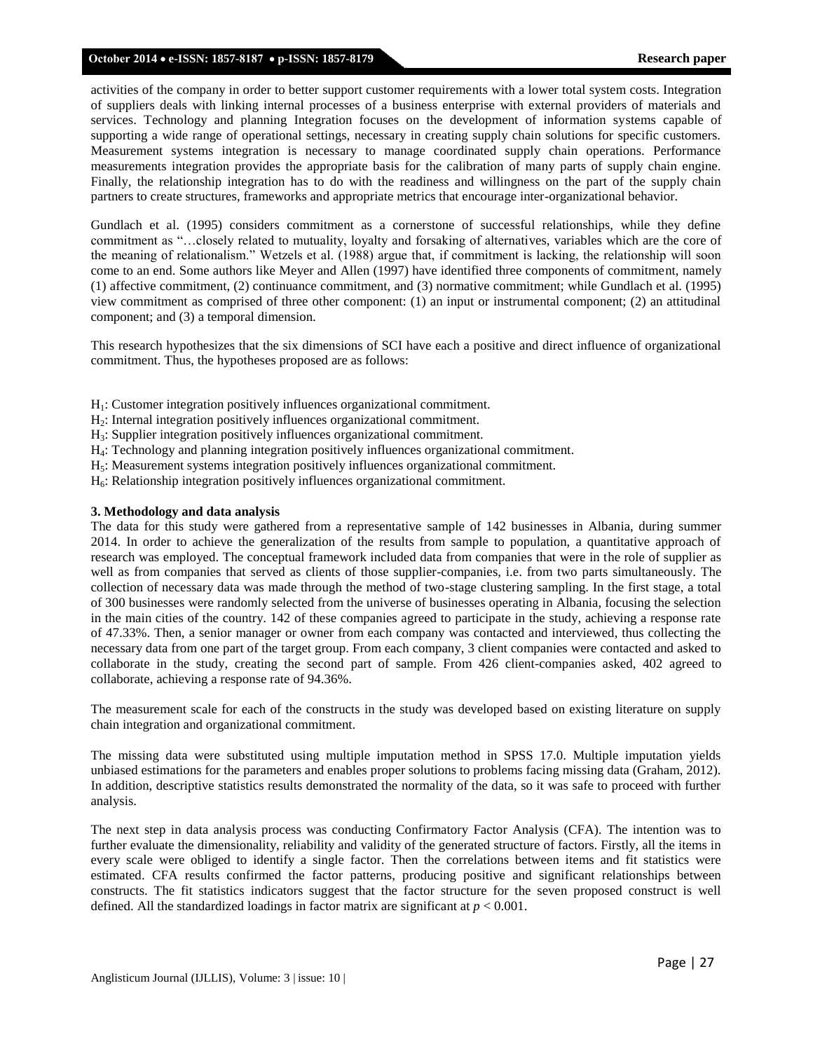activities of the company in order to better support customer requirements with a lower total system costs. Integration of suppliers deals with linking internal processes of a business enterprise with external providers of materials and services. Technology and planning Integration focuses on the development of information systems capable of supporting a wide range of operational settings, necessary in creating supply chain solutions for specific customers. Measurement systems integration is necessary to manage coordinated supply chain operations. Performance measurements integration provides the appropriate basis for the calibration of many parts of supply chain engine. Finally, the relationship integration has to do with the readiness and willingness on the part of the supply chain partners to create structures, frameworks and appropriate metrics that encourage inter-organizational behavior.

Gundlach et al. (1995) considers commitment as a cornerstone of successful relationships, while they define commitment as "…closely related to mutuality, loyalty and forsaking of alternatives, variables which are the core of the meaning of relationalism." Wetzels et al. (1988) argue that, if commitment is lacking, the relationship will soon come to an end. Some authors like Meyer and Allen (1997) have identified three components of commitment, namely (1) affective commitment, (2) continuance commitment, and (3) normative commitment; while Gundlach et al. (1995) view commitment as comprised of three other component: (1) an input or instrumental component; (2) an attitudinal component; and (3) a temporal dimension.

This research hypothesizes that the six dimensions of SCI have each a positive and direct influence of organizational commitment. Thus, the hypotheses proposed are as follows:

$H_1$: Customer integration positively influences organizational commitment.
$H_2$: Internal integration positively influences organizational commitment.
$H_3$: Supplier integration positively influences organizational commitment.
$H_4$: Technology and planning integration positively influences organizational commitment.
$H_5$: Measurement systems integration positively influences organizational commitment.
$H_6$: Relationship integration positively influences organizational commitment.

### 3. Methodology and data analysis

The data for this study were gathered from a representative sample of 142 businesses in Albania, during summer 2014. In order to achieve the generalization of the results from sample to population, a quantitative approach of research was employed. The conceptual framework included data from companies that were in the role of supplier as well as from companies that served as clients of those supplier-companies, i.e. from two parts simultaneously. The collection of necessary data was made through the method of two-stage clustering sampling. In the first stage, a total of 300 businesses were randomly selected from the universe of businesses operating in Albania, focusing the selection in the main cities of the country. 142 of these companies agreed to participate in the study, achieving a response rate of 47.33%. Then, a senior manager or owner from each company was contacted and interviewed, thus collecting the necessary data from one part of the target group. From each company, 3 client companies were contacted and asked to collaborate in the study, creating the second part of sample. From 426 client-companies asked, 402 agreed to collaborate, achieving a response rate of 94.36%.

The measurement scale for each of the constructs in the study was developed based on existing literature on supply chain integration and organizational commitment.

The missing data were substituted using multiple imputation method in SPSS 17.0. Multiple imputation yields unbiased estimations for the parameters and enables proper solutions to problems facing missing data (Graham, 2012). In addition, descriptive statistics results demonstrated the normality of the data, so it was safe to proceed with further analysis.

The next step in data analysis process was conducting Confirmatory Factor Analysis (CFA). The intention was to further evaluate the dimensionality, reliability and validity of the generated structure of factors. Firstly, all the items in every scale were obliged to identify a single factor. Then the correlations between items and fit statistics were estimated. CFA results confirmed the factor patterns, producing positive and significant relationships between constructs. The fit statistics indicators suggest that the factor structure for the seven proposed construct is well defined. All the standardized loadings in factor matrix are significant at $p < 0.001$.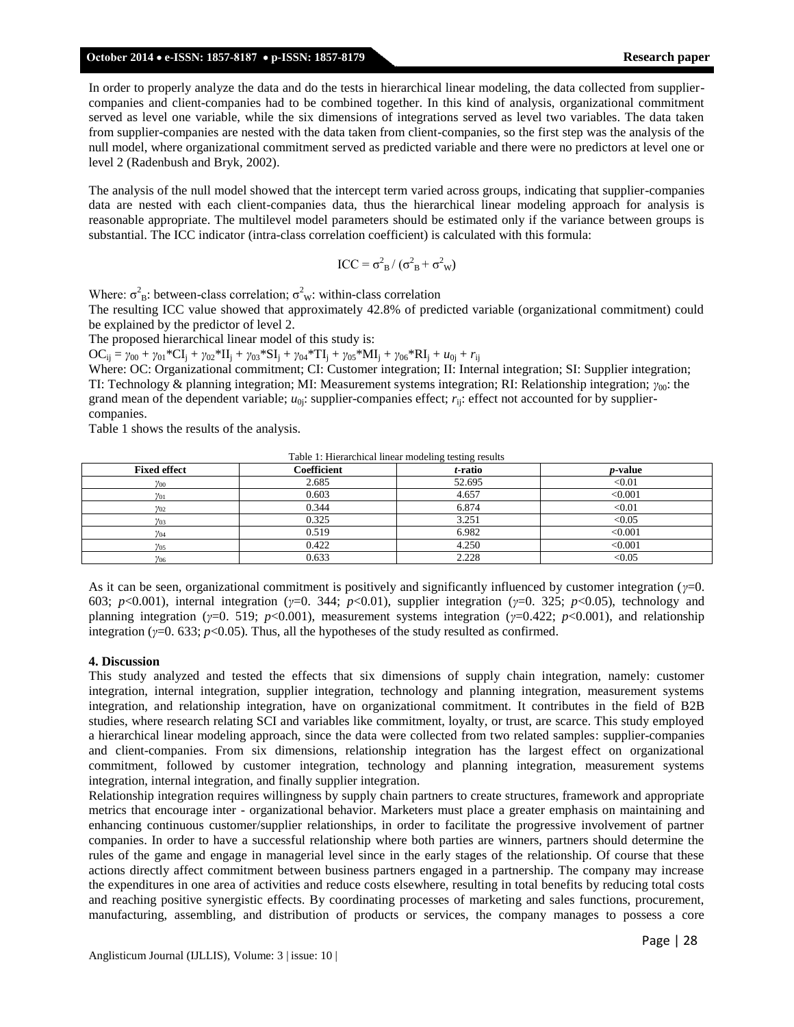In order to properly analyze the data and do the tests in hierarchical linear modeling, the data collected from supplier-companies and client-companies had to be combined together. In this kind of analysis, organizational commitment served as level one variable, while the six dimensions of integrations served as level two variables. The data taken from supplier-companies are nested with the data taken from client-companies, so the first step was the analysis of the null model, where organizational commitment served as predicted variable and there were no predictors at level one or level 2 (Radenbush and Bryk, 2002).

The analysis of the null model showed that the intercept term varied across groups, indicating that supplier-companies data are nested with each client-companies data, thus the hierarchical linear modeling approach for analysis is reasonable appropriate. The multilevel model parameters should be estimated only if the variance between groups is substantial. The ICC indicator (intra-class correlation coefficient) is calculated with this formula:

$$ICC = \sigma^2_B / (\sigma^2_B + \sigma^2_W)$$

Where: $\sigma^2_B$: between-class correlation; $\sigma^2_W$: within-class correlation

The resulting ICC value showed that approximately 42.8% of predicted variable (organizational commitment) could be explained by the predictor of level 2.

The proposed hierarchical linear model of this study is:

$OC_{ij} = \gamma_{00} + \gamma_{01}*CI_j + \gamma_{02}*II_j + \gamma_{03}*SI_j + \gamma_{04}*TI_j + \gamma_{05}*MI_j + \gamma_{06}*RI_j + u_{0j} + r_{ij}$

Where: OC: Organizational commitment; CI: Customer integration; II: Internal integration; SI: Supplier integration; TI: Technology & planning integration; MI: Measurement systems integration; RI: Relationship integration; $\gamma_{00}$: the grand mean of the dependent variable; $u_{0j}$: supplier-companies effect; $r_{ij}$: effect not accounted for by supplier-companies.

Table 1 shows the results of the analysis.

Table 1: Hierarchical linear modeling testing results

| Fixed effect | Coefficient | *t*-ratio | *p*-value |
|---|---|---|---|
| $\gamma_{00}$ | 2.685 | 52.695 | <0.01 |
| $\gamma_{01}$ | 0.603 | 4.657 | <0.001 |
| $\gamma_{02}$ | 0.344 | 6.874 | <0.01 |
| $\gamma_{03}$ | 0.325 | 3.251 | <0.05 |
| $\gamma_{04}$ | 0.519 | 6.982 | <0.001 |
| $\gamma_{05}$ | 0.422 | 4.250 | <0.001 |
| $\gamma_{06}$ | 0.633 | 2.228 | <0.05 |

As it can be seen, organizational commitment is positively and significantly influenced by customer integration ($\gamma$=0. 603; $p$<0.001), internal integration ($\gamma$=0. 344; $p$<0.01), supplier integration ($\gamma$=0. 325; $p$<0.05), technology and planning integration ($\gamma$=0. 519; $p$<0.001), measurement systems integration ($\gamma$=0.422; $p$<0.001), and relationship integration ($\gamma$=0. 633; $p$<0.05). Thus, all the hypotheses of the study resulted as confirmed.

## 4. Discussion

This study analyzed and tested the effects that six dimensions of supply chain integration, namely: customer integration, internal integration, supplier integration, technology and planning integration, measurement systems integration, and relationship integration, have on organizational commitment. It contributes in the field of B2B studies, where research relating SCI and variables like commitment, loyalty, or trust, are scarce. This study employed a hierarchical linear modeling approach, since the data were collected from two related samples: supplier-companies and client-companies. From six dimensions, relationship integration has the largest effect on organizational commitment, followed by customer integration, technology and planning integration, measurement systems integration, internal integration, and finally supplier integration.

Relationship integration requires willingness by supply chain partners to create structures, framework and appropriate metrics that encourage inter - organizational behavior. Marketers must place a greater emphasis on maintaining and enhancing continuous customer/supplier relationships, in order to facilitate the progressive involvement of partner companies. In order to have a successful relationship where both parties are winners, partners should determine the rules of the game and engage in managerial level since in the early stages of the relationship. Of course that these actions directly affect commitment between business partners engaged in a partnership. The company may increase the expenditures in one area of activities and reduce costs elsewhere, resulting in total benefits by reducing total costs and reaching positive synergistic effects. By coordinating processes of marketing and sales functions, procurement, manufacturing, assembling, and distribution of products or services, the company manages to possess a core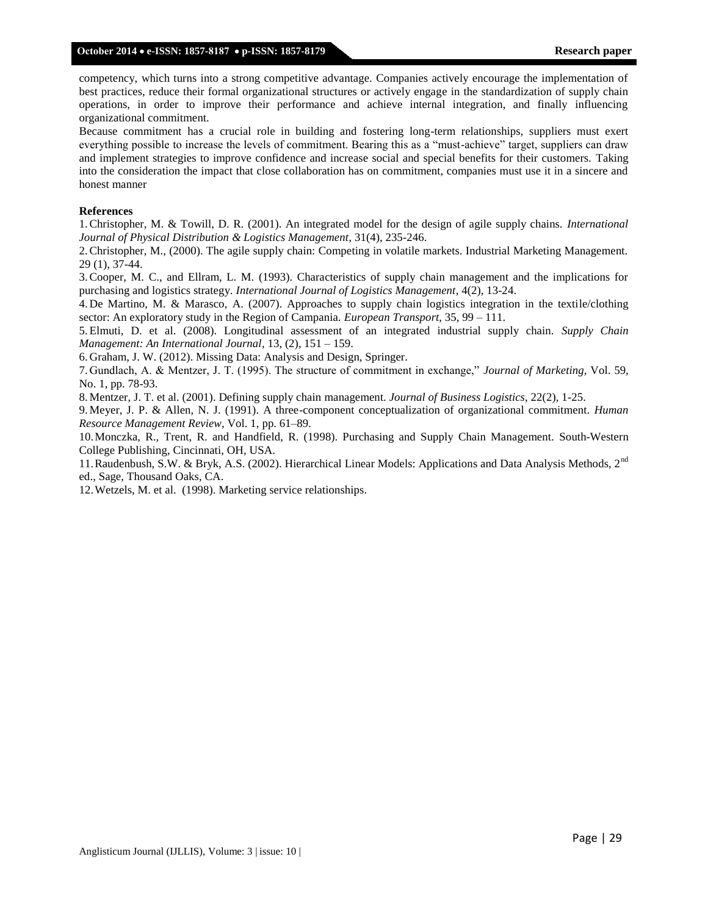competency, which turns into a strong competitive advantage. Companies actively encourage the implementation of best practices, reduce their formal organizational structures or actively engage in the standardization of supply chain operations, in order to improve their performance and achieve internal integration, and finally influencing organizational commitment.

Because commitment has a crucial role in building and fostering long-term relationships, suppliers must exert everything possible to increase the levels of commitment. Bearing this as a "must-achieve" target, suppliers can draw and implement strategies to improve confidence and increase social and special benefits for their customers. Taking into the consideration the impact that close collaboration has on commitment, companies must use it in a sincere and honest manner

**References**

1. Christopher, M. & Towill, D. R. (2001). An integrated model for the design of agile supply chains. *International Journal of Physical Distribution & Logistics Management*, 31(4), 235-246.
2. Christopher, M., (2000). The agile supply chain: Competing in volatile markets. Industrial Marketing Management. 29 (1), 37-44.
3. Cooper, M. C., and Ellram, L. M. (1993). Characteristics of supply chain management and the implications for purchasing and logistics strategy. *International Journal of Logistics Management*, 4(2), 13-24.
4. De Martino, M. & Marasco, A. (2007). Approaches to supply chain logistics integration in the textile/clothing sector: An exploratory study in the Region of Campania. *European Transport*, 35, 99 – 111.
5. Elmuti, D. et al. (2008). Longitudinal assessment of an integrated industrial supply chain. *Supply Chain Management: An International Journal*, 13, (2), 151 – 159.
6. Graham, J. W. (2012). Missing Data: Analysis and Design, Springer.
7. Gundlach, A. & Mentzer, J. T. (1995). The structure of commitment in exchange," *Journal of Marketing*, Vol. 59, No. 1, pp. 78-93.
8. Mentzer, J. T. et al. (2001). Defining supply chain management. *Journal of Business Logistics*, 22(2), 1-25.
9. Meyer, J. P. & Allen, N. J. (1991). A three-component conceptualization of organizational commitment. *Human Resource Management Review*, Vol. 1, pp. 61–89.
10. Monczka, R., Trent, R. and Handfield, R. (1998). Purchasing and Supply Chain Management. South-Western College Publishing, Cincinnati, OH, USA.
11. Raudenbush, S.W. & Bryk, A.S. (2002). Hierarchical Linear Models: Applications and Data Analysis Methods, 2nd ed., Sage, Thousand Oaks, CA.
12. Wetzels, M. et al. (1998). Marketing service relationships.